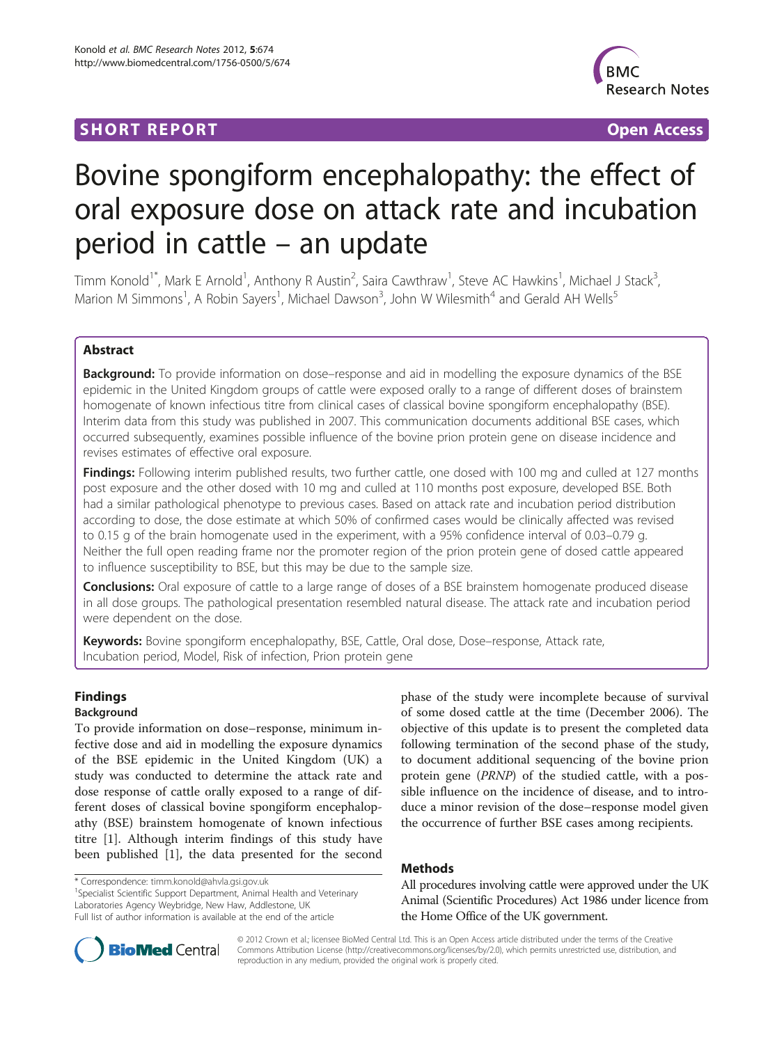SHORT REPORT

Open Access

# Bovine spongiform encephalopathy: the effect of oral exposure dose on attack rate and incubation period in cattle – an update

Timm Konold[1*], Mark E Arnold[1], Anthony R Austin[2], Saira Cawthraw[1], Steve AC Hawkins[1], Michael J Stack[3], Marion M Simmons[1], A Robin Sayers[1], Michael Dawson[3], John W Wilesmith[4] and Gerald AH Wells[5]

## Abstract

**Background:** To provide information on dose–response and aid in modelling the exposure dynamics of the BSE epidemic in the United Kingdom groups of cattle were exposed orally to a range of different doses of brainstem homogenate of known infectious titre from clinical cases of classical bovine spongiform encephalopathy (BSE). Interim data from this study was published in 2007. This communication documents additional BSE cases, which occurred subsequently, examines possible influence of the bovine prion protein gene on disease incidence and revises estimates of effective oral exposure.

**Findings:** Following interim published results, two further cattle, one dosed with 100 mg and culled at 127 months post exposure and the other dosed with 10 mg and culled at 110 months post exposure, developed BSE. Both had a similar pathological phenotype to previous cases. Based on attack rate and incubation period distribution according to dose, the dose estimate at which 50% of confirmed cases would be clinically affected was revised to 0.15 g of the brain homogenate used in the experiment, with a 95% confidence interval of 0.03–0.79 g. Neither the full open reading frame nor the promoter region of the prion protein gene of dosed cattle appeared to influence susceptibility to BSE, but this may be due to the sample size.

**Conclusions:** Oral exposure of cattle to a large range of doses of a BSE brainstem homogenate produced disease in all dose groups. The pathological presentation resembled natural disease. The attack rate and incubation period were dependent on the dose.

**Keywords:** Bovine spongiform encephalopathy, BSE, Cattle, Oral dose, Dose–response, Attack rate, Incubation period, Model, Risk of infection, Prion protein gene

## Findings

### Background

To provide information on dose–response, minimum infective dose and aid in modelling the exposure dynamics of the BSE epidemic in the United Kingdom (UK) a study was conducted to determine the attack rate and dose response of cattle orally exposed to a range of different doses of classical bovine spongiform encephalopathy (BSE) brainstem homogenate of known infectious titre [1]. Although interim findings of this study have been published [1], the data presented for the second phase of the study were incomplete because of survival of some dosed cattle at the time (December 2006). The objective of this update is to present the completed data following termination of the second phase of the study, to document additional sequencing of the bovine prion protein gene (*PRNP*) of the studied cattle, with a possible influence on the incidence of disease, and to introduce a minor revision of the dose–response model given the occurrence of further BSE cases among recipients.

### Methods

All procedures involving cattle were approved under the UK Animal (Scientific Procedures) Act 1986 under licence from the Home Office of the UK government.

\* Correspondence: timm.konold@ahvla.gsi.gov.uk
[1]Specialist Scientific Support Department, Animal Health and Veterinary Laboratories Agency Weybridge, New Haw, Addlestone, UK
Full list of author information is available at the end of the article

© 2012 Crown et al.; licensee BioMed Central Ltd. This is an Open Access article distributed under the terms of the Creative Commons Attribution License (http://creativecommons.org/licenses/by/2.0), which permits unrestricted use, distribution, and reproduction in any medium, provided the original work is properly cited.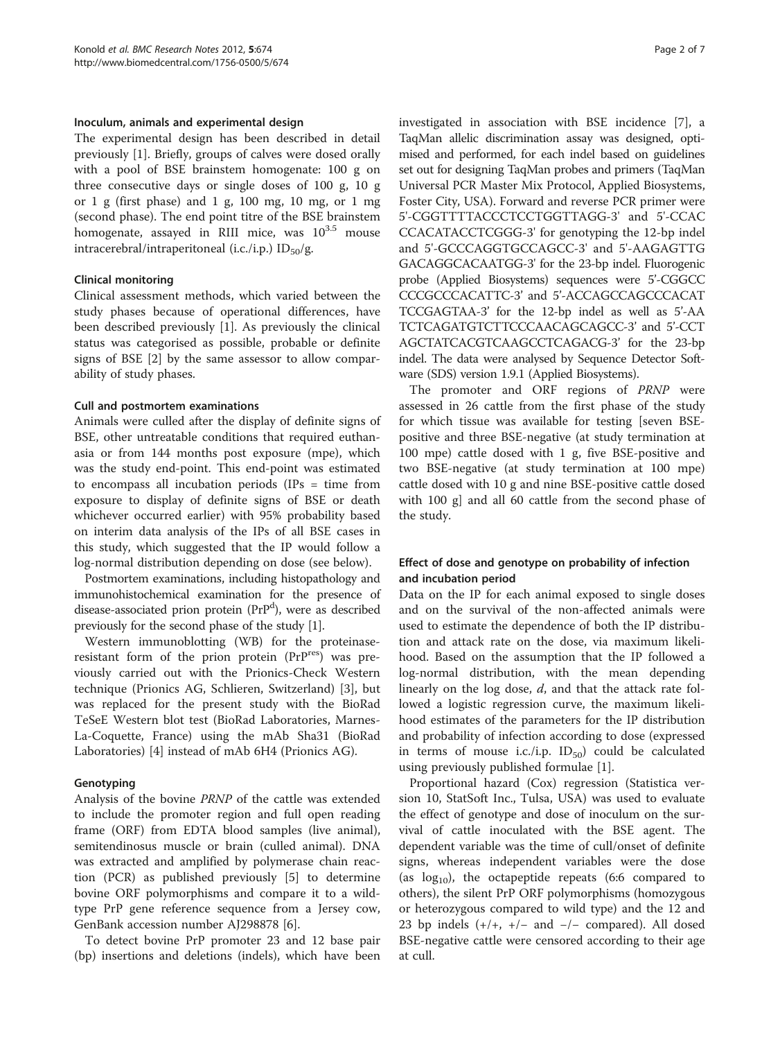### Inoculum, animals and experimental design

The experimental design has been described in detail previously [1]. Briefly, groups of calves were dosed orally with a pool of BSE brainstem homogenate: 100 g on three consecutive days or single doses of 100 g, 10 g or 1 g (first phase) and 1 g, 100 mg, 10 mg, or 1 mg (second phase). The end point titre of the BSE brainstem homogenate, assayed in RIII mice, was $10^{3.5}$ mouse intracerebral/intraperitoneal (i.c./i.p.) $ID_{50}$/g.

### Clinical monitoring

Clinical assessment methods, which varied between the study phases because of operational differences, have been described previously [1]. As previously the clinical status was categorised as possible, probable or definite signs of BSE [2] by the same assessor to allow comparability of study phases.

### Cull and postmortem examinations

Animals were culled after the display of definite signs of BSE, other untreatable conditions that required euthanasia or from 144 months post exposure (mpe), which was the study end-point. This end-point was estimated to encompass all incubation periods (IPs = time from exposure to display of definite signs of BSE or death whichever occurred earlier) with 95% probability based on interim data analysis of the IPs of all BSE cases in this study, which suggested that the IP would follow a log-normal distribution depending on dose (see below).

Postmortem examinations, including histopathology and immunohistochemical examination for the presence of disease-associated prion protein ($PrP^d$), were as described previously for the second phase of the study [1].

Western immunoblotting (WB) for the proteinase-resistant form of the prion protein ($PrP^{res}$) was previously carried out with the Prionics-Check Western technique (Prionics AG, Schlieren, Switzerland) [3], but was replaced for the present study with the BioRad TeSeE Western blot test (BioRad Laboratories, Marnes-La-Coquette, France) using the mAb Sha31 (BioRad Laboratories) [4] instead of mAb 6H4 (Prionics AG).

### Genotyping

Analysis of the bovine *PRNP* of the cattle was extended to include the promoter region and full open reading frame (ORF) from EDTA blood samples (live animal), semitendinosus muscle or brain (culled animal). DNA was extracted and amplified by polymerase chain reaction (PCR) as published previously [5] to determine bovine ORF polymorphisms and compare it to a wild-type PrP gene reference sequence from a Jersey cow, GenBank accession number AJ298878 [6].

To detect bovine PrP promoter 23 and 12 base pair (bp) insertions and deletions (indels), which have been investigated in association with BSE incidence [7], a TaqMan allelic discrimination assay was designed, optimised and performed, for each indel based on guidelines set out for designing TaqMan probes and primers (TaqMan Universal PCR Master Mix Protocol, Applied Biosystems, Foster City, USA). Forward and reverse PCR primer were 5'-CGGTTTTACCCTCCTGGTTAGG-3' and 5'-CCACCCACATACCTCGGG-3' for genotyping the 12-bp indel and 5'-GCCCAGGTGCCAGCC-3' and 5'-AAGAGTTGGACAGGCACAATGG-3' for the 23-bp indel. Fluorogenic probe (Applied Biosystems) sequences were 5'-CGGCCCCCGCCCACATTC-3' and 5'-ACCAGCCAGCCCACATTCCGAGTAA-3' for the 12-bp indel as well as 5'-AATCTCAGATGTCTTCCCAACAGCAGCC-3' and 5'-CCTAGCTATCACGTCAAGCCTCAGACG-3' for the 23-bp indel. The data were analysed by Sequence Detector Software (SDS) version 1.9.1 (Applied Biosystems).

The promoter and ORF regions of *PRNP* were assessed in 26 cattle from the first phase of the study for which tissue was available for testing [seven BSE-positive and three BSE-negative (at study termination at 100 mpe) cattle dosed with 1 g, five BSE-positive and two BSE-negative (at study termination at 100 mpe) cattle dosed with 10 g and nine BSE-positive cattle dosed with 100 g] and all 60 cattle from the second phase of the study.

### Effect of dose and genotype on probability of infection and incubation period

Data on the IP for each animal exposed to single doses and on the survival of the non-affected animals were used to estimate the dependence of both the IP distribution and attack rate on the dose, via maximum likelihood. Based on the assumption that the IP followed a log-normal distribution, with the mean depending linearly on the log dose, $d$, and that the attack rate followed a logistic regression curve, the maximum likelihood estimates of the parameters for the IP distribution and probability of infection according to dose (expressed in terms of mouse i.c./i.p. $ID_{50}$) could be calculated using previously published formulae [1].

Proportional hazard (Cox) regression (Statistica version 10, StatSoft Inc., Tulsa, USA) was used to evaluate the effect of genotype and dose of inoculum on the survival of cattle inoculated with the BSE agent. The dependent variable was the time of cull/onset of definite signs, whereas independent variables were the dose (as $\log_{10}$), the octapeptide repeats (6:6 compared to others), the silent PrP ORF polymorphisms (homozygous or heterozygous compared to wild type) and the 12 and 23 bp indels (+/+, +/− and −/− compared). All dosed BSE-negative cattle were censored according to their age at cull.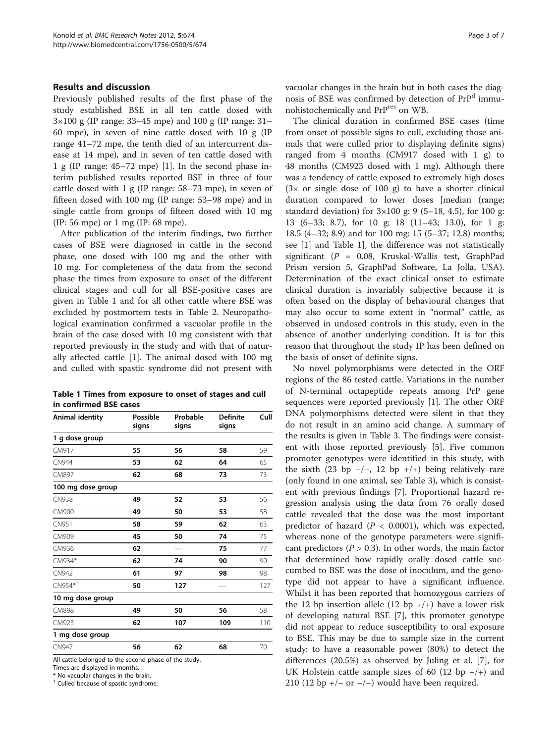## Results and discussion

Previously published results of the first phase of the study established BSE in all ten cattle dosed with 3×100 g (IP range: 33–45 mpe) and 100 g (IP range: 31–60 mpe), in seven of nine cattle dosed with 10 g (IP range 41–72 mpe, the tenth died of an intercurrent disease at 14 mpe), and in seven of ten cattle dosed with 1 g (IP range: 45–72 mpe) [1]. In the second phase interim published results reported BSE in three of four cattle dosed with 1 g (IP range: 58–73 mpe), in seven of fifteen dosed with 100 mg (IP range: 53–98 mpe) and in single cattle from groups of fifteen dosed with 10 mg (IP: 56 mpe) or 1 mg (IP: 68 mpe).

After publication of the interim findings, two further cases of BSE were diagnosed in cattle in the second phase, one dosed with 100 mg and the other with 10 mg. For completeness of the data from the second phase the times from exposure to onset of the different clinical stages and cull for all BSE-positive cases are given in Table 1 and for all other cattle where BSE was excluded by postmortem tests in Table 2. Neuropathological examination confirmed a vacuolar profile in the brain of the case dosed with 10 mg consistent with that reported previously in the study and with that of naturally affected cattle [1]. The animal dosed with 100 mg and culled with spastic syndrome did not present with vacuolar changes in the brain but in both cases the diagnosis of BSE was confirmed by detection of $PrP^{d}$ immunohistochemically and $PrP^{res}$ on WB.

**Table 1 Times from exposure to onset of stages and cull in confirmed BSE cases**

| Animal identity | Possible signs | Probable signs | Definite signs | Cull |
|---|---|---|---|---|
| **1 g dose group** | | | | |
| CM917 | **55** | **56** | **58** | 59 |
| CN944 | **53** | **62** | **64** | 65 |
| CM897 | **62** | **68** | **73** | 73 |
| **100 mg dose group** | | | | |
| CN938 | **49** | **52** | **53** | 56 |
| CM900 | **49** | **50** | **53** | 58 |
| CN951 | **58** | **59** | **62** | 63 |
| CM909 | **45** | **50** | **74** | 75 |
| CM936 | **62** | –– | **75** | 77 |
| CM934* | **62** | **74** | **90** | 90 |
| CN942 | **61** | **97** | **98** | 98 |
| CN954*† | **50** | **127** | –– | 127 |
| **10 mg dose group** | | | | |
| CM898 | **49** | **50** | **56** | 58 |
| CM923 | **62** | **107** | **109** | 110 |
| **1 mg dose group** | | | | |
| CN947 | **56** | **62** | **68** | 70 |

All cattle belonged to the second phase of the study.
Times are displayed in months.
* No vacuolar changes in the brain.
† Culled because of spastic syndrome.

The clinical duration in confirmed BSE cases (time from onset of possible signs to cull, excluding those animals that were culled prior to displaying definite signs) ranged from 4 months (CM917 dosed with 1 g) to 48 months (CM923 dosed with 1 mg). Although there was a tendency of cattle exposed to extremely high doses (3× or single dose of 100 g) to have a shorter clinical duration compared to lower doses [median (range; standard deviation) for 3×100 g: 9 (5–18, 4.5), for 100 g: 13 (6–33; 8.7), for 10 g: 18 (11–43; 13.0), for 1 g: 18.5 (4–32; 8.9) and for 100 mg: 15 (5–37; 12.8) months; see [1] and Table 1], the difference was not statistically significant ($P$ = 0.08, Kruskal-Wallis test, GraphPad Prism version 5, GraphPad Software, La Jolla, USA). Determination of the exact clinical onset to estimate clinical duration is invariably subjective because it is often based on the display of behavioural changes that may also occur to some extent in "normal" cattle, as observed in undosed controls in this study, even in the absence of another underlying condition. It is for this reason that throughout the study IP has been defined on the basis of onset of definite signs.

No novel polymorphisms were detected in the ORF regions of the 86 tested cattle. Variations in the number of N-terminal octapeptide repeats among PrP gene sequences were reported previously [1]. The other ORF DNA polymorphisms detected were silent in that they do not result in an amino acid change. A summary of the results is given in Table 3. The findings were consistent with those reported previously [5]. Five common promoter genotypes were identified in this study, with the sixth (23 bp −/−, 12 bp +/+) being relatively rare (only found in one animal, see Table 3), which is consistent with previous findings [7]. Proportional hazard regression analysis using the data from 76 orally dosed cattle revealed that the dose was the most important predictor of hazard ($P$ < 0.0001), which was expected, whereas none of the genotype parameters were significant predictors ($P$ > 0.3). In other words, the main factor that determined how rapidly orally dosed cattle succumbed to BSE was the dose of inoculum, and the genotype did not appear to have a significant influence. Whilst it has been reported that homozygous carriers of the 12 bp insertion allele (12 bp +/+) have a lower risk of developing natural BSE [7], this promoter genotype did not appear to reduce susceptibility to oral exposure to BSE. This may be due to sample size in the current study: to have a reasonable power (80%) to detect the differences (20.5%) as observed by Juling et al. [7], for UK Holstein cattle sample sizes of 60 (12 bp +/+) and 210 (12 bp +/− or −/−) would have been required.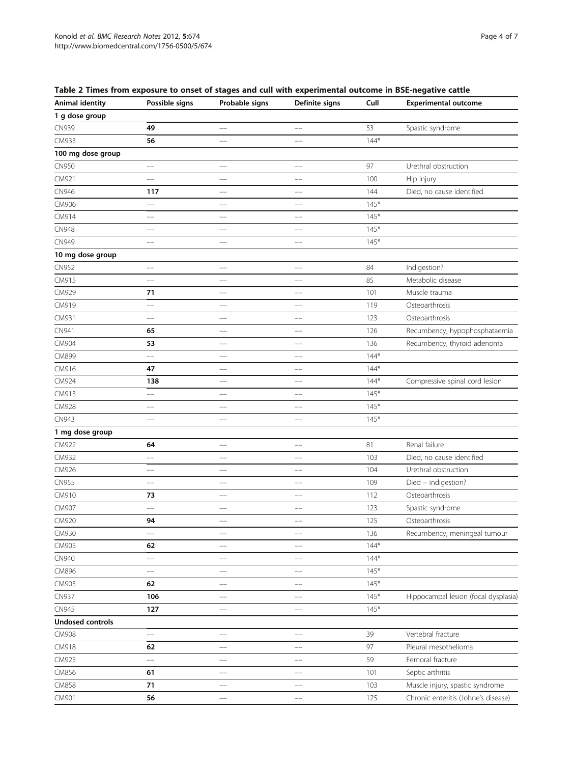**Table 2 Times from exposure to onset of stages and cull with experimental outcome in BSE-negative cattle**

| Animal identity | Possible signs | Probable signs | Definite signs | Cull | Experimental outcome |
|---|---|---|---|---|---|
| **1 g dose group** | | | | | |
| CN939 | **49** | –– | –– | 53 | Spastic syndrome |
| CM933 | **56** | –– | –– | 144* | |
| **100 mg dose group** | | | | | |
| CN950 | –– | –– | –– | 97 | Urethral obstruction |
| CM921 | –– | –– | –– | 100 | Hip injury |
| CN946 | **117** | –– | –– | 144 | Died, no cause identified |
| CM906 | –– | –– | –– | 145* | |
| CM914 | –– | –– | –– | 145* | |
| CN948 | –– | –– | –– | 145* | |
| CN949 | –– | –– | –– | 145* | |
| **10 mg dose group** | | | | | |
| CN952 | –– | –– | –– | 84 | Indigestion? |
| CM915 | –– | –– | –– | 85 | Metabolic disease |
| CM929 | **71** | –– | –– | 101 | Muscle trauma |
| CM919 | –– | –– | –– | 119 | Osteoarthrosis |
| CM931 | –– | –– | –– | 123 | Osteoarthrosis |
| CN941 | **65** | –– | –– | 126 | Recumbency, hypophosphataemia |
| CM904 | **53** | –– | –– | 136 | Recumbency, thyroid adenoma |
| CM899 | –– | –– | –– | 144* | |
| CM916 | **47** | –– | –– | 144* | |
| CM924 | **138** | –– | –– | 144* | Compressive spinal cord lesion |
| CM913 | –– | –– | –– | 145* | |
| CM928 | –– | –– | –– | 145* | |
| CN943 | –– | –– | –– | 145* | |
| **1 mg dose group** | | | | | |
| CM922 | **64** | –– | –– | 81 | Renal failure |
| CM932 | –– | –– | –– | 103 | Died, no cause identified |
| CM926 | –– | –– | –– | 104 | Urethral obstruction |
| CN955 | –– | –– | –– | 109 | Died – indigestion? |
| CM910 | **73** | –– | –– | 112 | Osteoarthrosis |
| CM907 | –– | –– | –– | 123 | Spastic syndrome |
| CM920 | **94** | –– | –– | 125 | Osteoarthrosis |
| CM930 | –– | –– | –– | 136 | Recumbency, meningeal tumour |
| CM905 | **62** | –– | –– | 144* | |
| CN940 | –– | –– | –– | 144* | |
| CM896 | –– | –– | –– | 145* | |
| CM903 | **62** | –– | –– | 145* | |
| CN937 | **106** | –– | –– | 145* | Hippocampal lesion (focal dysplasia) |
| CN945 | **127** | –– | –– | 145* | |
| **Undosed controls** | | | | | |
| CM908 | –– | –– | –– | 39 | Vertebral fracture |
| CM918 | **62** | –– | –– | 97 | Pleural mesothelioma |
| CM925 | –– | –– | –– | 59 | Femoral fracture |
| CM856 | **61** | –– | –– | 101 | Septic arthritis |
| CM858 | **71** | –– | –– | 103 | Muscle injury, spastic syndrome |
| CM901 | **56** | –– | –– | 125 | Chronic enteritis (Johne's disease) |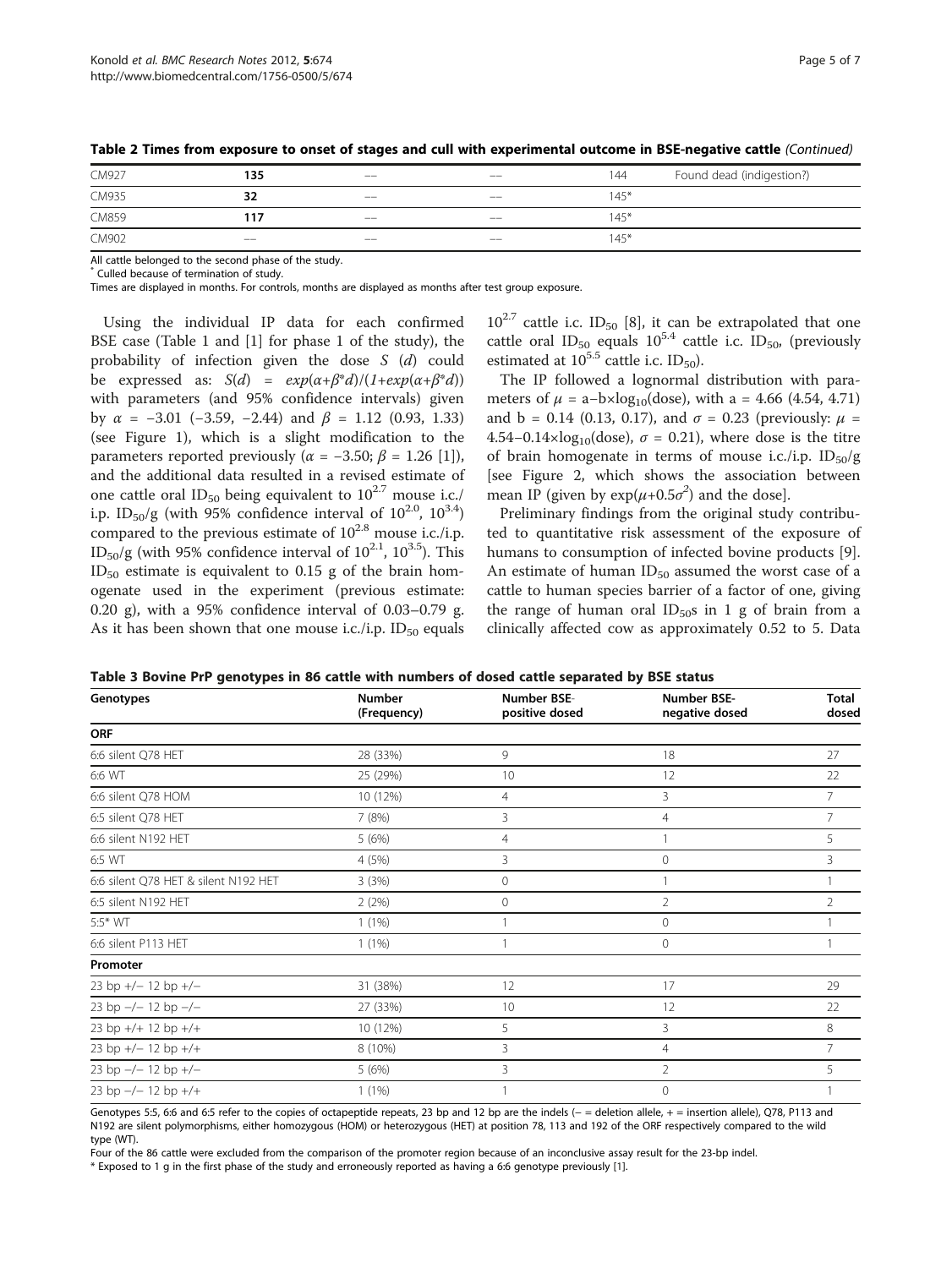**Table 2 Times from exposure to onset of stages and cull with experimental outcome in BSE-negative cattle** *(Continued)*

| | | | | | |
|---|---|---|---|---|---|
| CM927 | **135** | — | — | 144 | Found dead (indigestion?) |
| CM935 | **32** | — | — | 145* | |
| CM859 | **117** | — | — | 145* | |
| CM902 | — | — | — | 145* | |

All cattle belonged to the second phase of the study.
\* Culled because of termination of study.
Times are displayed in months. For controls, months are displayed as months after test group exposure.

Using the individual IP data for each confirmed BSE case (Table 1 and [1] for phase 1 of the study), the probability of infection given the dose $S$ ($d$) could be expressed as: $S(d) = exp(\alpha+\beta^*d)/(1+exp(\alpha+\beta^*d))$ with parameters (and 95% confidence intervals) given by $\alpha = -3.01$ ($-3.59$, $-2.44$) and $\beta = 1.12$ (0.93, 1.33) (see Figure 1), which is a slight modification to the parameters reported previously ($\alpha = -3.50$; $\beta = 1.26$ [1]), and the additional data resulted in a revised estimate of one cattle oral $ID_{50}$ being equivalent to $10^{2.7}$ mouse i.c./i.p. $ID_{50}$/g (with 95% confidence interval of $10^{2.0}$, $10^{3.4}$) compared to the previous estimate of $10^{2.8}$ mouse i.c./i.p. $ID_{50}$/g (with 95% confidence interval of $10^{2.1}$, $10^{3.5}$). This $ID_{50}$ estimate is equivalent to 0.15 g of the brain homogenate used in the experiment (previous estimate: 0.20 g), with a 95% confidence interval of 0.03–0.79 g. As it has been shown that one mouse i.c./i.p. $ID_{50}$ equals $10^{2.7}$ cattle i.c. $ID_{50}$ [8], it can be extrapolated that one cattle oral $ID_{50}$ equals $10^{5.4}$ cattle i.c. $ID_{50}$, (previously estimated at $10^{5.5}$ cattle i.c. $ID_{50}$).

The IP followed a lognormal distribution with parameters of $\mu = a - b \times \log_{10}(\text{dose})$, with a = 4.66 (4.54, 4.71) and b = 0.14 (0.13, 0.17), and $\sigma = 0.23$ (previously: $\mu = 4.54 - 0.14 \times \log_{10}(\text{dose})$, $\sigma = 0.21$), where dose is the titre of brain homogenate in terms of mouse i.c./i.p. $ID_{50}$/g [see Figure 2, which shows the association between mean IP (given by $\exp(\mu+0.5\sigma^2)$ and the dose].

Preliminary findings from the original study contributed to quantitative risk assessment of the exposure of humans to consumption of infected bovine products [9]. An estimate of human $ID_{50}$ assumed the worst case of a cattle to human species barrier of a factor of one, giving the range of human oral $ID_{50}$s in 1 g of brain from a clinically affected cow as approximately 0.52 to 5. Data

**Table 3 Bovine PrP genotypes in 86 cattle with numbers of dosed cattle separated by BSE status**

| Genotypes | Number (Frequency) | Number BSE-positive dosed | Number BSE-negative dosed | Total dosed |
|---|---|---|---|---|
| **ORF** | | | | |
| 6:6 silent Q78 HET | 28 (33%) | 9 | 18 | 27 |
| 6:6 WT | 25 (29%) | 10 | 12 | 22 |
| 6:6 silent Q78 HOM | 10 (12%) | 4 | 3 | 7 |
| 6:5 silent Q78 HET | 7 (8%) | 3 | 4 | 7 |
| 6:6 silent N192 HET | 5 (6%) | 4 | 1 | 5 |
| 6:5 WT | 4 (5%) | 3 | 0 | 3 |
| 6:6 silent Q78 HET & silent N192 HET | 3 (3%) | 0 | 1 | 1 |
| 6:5 silent N192 HET | 2 (2%) | 0 | 2 | 2 |
| 5:5* WT | 1 (1%) | 1 | 0 | 1 |
| 6:6 silent P113 HET | 1 (1%) | 1 | 0 | 1 |
| **Promoter** | | | | |
| 23 bp +/− 12 bp +/− | 31 (38%) | 12 | 17 | 29 |
| 23 bp −/− 12 bp −/− | 27 (33%) | 10 | 12 | 22 |
| 23 bp +/+ 12 bp +/+ | 10 (12%) | 5 | 3 | 8 |
| 23 bp +/− 12 bp +/+ | 8 (10%) | 3 | 4 | 7 |
| 23 bp −/+ 12 bp +/− | 5 (6%) | 3 | 2 | 5 |
| 23 bp −/− 12 bp +/+ | 1 (1%) | 1 | 0 | 1 |

Genotypes 5:5, 6:6 and 6:5 refer to the copies of octapeptide repeats, 23 bp and 12 bp are the indels (− = deletion allele, + = insertion allele), Q78, P113 and N192 are silent polymorphisms, either homozygous (HOM) or heterozygous (HET) at position 78, 113 and 192 of the ORF respectively compared to the wild type (WT).
Four of the 86 cattle were excluded from the comparison of the promoter region because of an inconclusive assay result for the 23-bp indel.
\* Exposed to 1 g in the first phase of the study and erroneously reported as having a 6:6 genotype previously [1].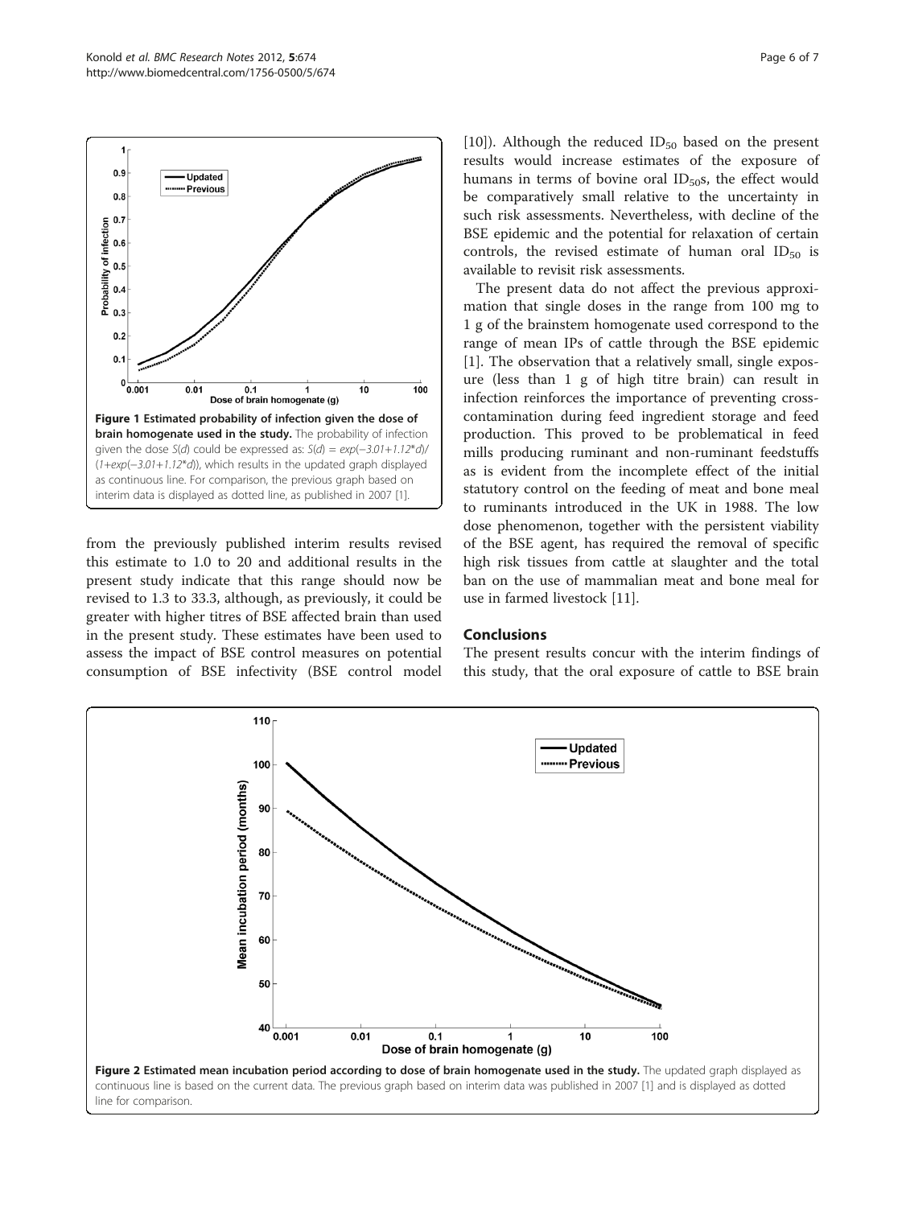Figure 1 Estimated probability of infection given the dose of brain homogenate used in the study. The probability of infection given the dose $S(d)$ could be expressed as: $S(d) = exp(-3.01+1.12*d)/(1+exp(-3.01+1.12*d))$, which results in the updated graph displayed as continuous line. For comparison, the previous graph based on interim data is displayed as dotted line, as published in 2007 [1].

from the previously published interim results revised this estimate to 1.0 to 20 and additional results in the present study indicate that this range should now be revised to 1.3 to 33.3, although, as previously, it could be greater with higher titres of BSE affected brain than used in the present study. These estimates have been used to assess the impact of BSE control measures on potential consumption of BSE infectivity (BSE control model [10]). Although the reduced $ID_{50}$ based on the present results would increase estimates of the exposure of humans in terms of bovine oral $ID_{50}$s, the effect would be comparatively small relative to the uncertainty in such risk assessments. Nevertheless, with decline of the BSE epidemic and the potential for relaxation of certain controls, the revised estimate of human oral $ID_{50}$ is available to revisit risk assessments.

The present data do not affect the previous approximation that single doses in the range from 100 mg to 1 g of the brainstem homogenate used correspond to the range of mean IPs of cattle through the BSE epidemic [1]. The observation that a relatively small, single exposure (less than 1 g of high titre brain) can result in infection reinforces the importance of preventing cross-contamination during feed ingredient storage and feed production. This proved to be problematical in feed mills producing ruminant and non-ruminant feedstuffs as is evident from the incomplete effect of the initial statutory control on the feeding of meat and bone meal to ruminants introduced in the UK in 1988. The low dose phenomenon, together with the persistent viability of the BSE agent, has required the removal of specific high risk tissues from cattle at slaughter and the total ban on the use of mammalian meat and bone meal for use in farmed livestock [11].

## Conclusions

The present results concur with the interim findings of this study, that the oral exposure of cattle to BSE brain

Figure 2 Estimated mean incubation period according to dose of brain homogenate used in the study. The updated graph displayed as continuous line is based on the current data. The previous graph based on interim data was published in 2007 [1] and is displayed as dotted line for comparison.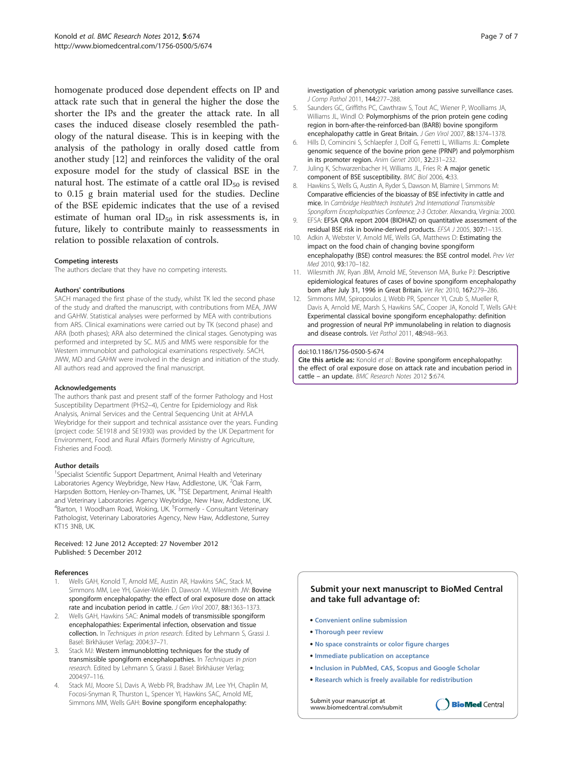homogenate produced dose dependent effects on IP and attack rate such that in general the higher the dose the shorter the IPs and the greater the attack rate. In all cases the induced disease closely resembled the pathology of the natural disease. This is in keeping with the analysis of the pathology in orally dosed cattle from another study [12] and reinforces the validity of the oral exposure model for the study of classical BSE in the natural host. The estimate of a cattle oral $ID_{50}$ is revised to 0.15 g brain material used for the studies. Decline of the BSE epidemic indicates that the use of a revised estimate of human oral $ID_{50}$ in risk assessments is, in future, likely to contribute mainly to reassessments in relation to possible relaxation of controls.

#### Competing interests
The authors declare that they have no competing interests.

#### Authors' contributions
SACH managed the first phase of the study, whilst TK led the second phase of the study and drafted the manuscript, with contributions from MEA, JWW and GAHW. Statistical analyses were performed by MEA with contributions from ARS. Clinical examinations were carried out by TK (second phase) and ARA (both phases); ARA also determined the clinical stages. Genotyping was performed and interpreted by SC. MJS and MMS were responsible for the Western immunoblot and pathological examinations respectively. SACH, JWW, MD and GAHW were involved in the design and initiation of the study. All authors read and approved the final manuscript.

#### Acknowledgements
The authors thank past and present staff of the former Pathology and Host Susceptibility Department (PHS2–4), Centre for Epidemiology and Risk Analysis, Animal Services and the Central Sequencing Unit at AHVLA Weybridge for their support and technical assistance over the years. Funding (project code: SE1918 and SE1930) was provided by the UK Department for Environment, Food and Rural Affairs (formerly Ministry of Agriculture, Fisheries and Food).

#### Author details
[1]Specialist Scientific Support Department, Animal Health and Veterinary Laboratories Agency Weybridge, New Haw, Addlestone, UK. [2]Oak Farm, Harpsden Bottom, Henley-on-Thames, UK. [3]TSE Department, Animal Health and Veterinary Laboratories Agency Weybridge, New Haw, Addlestone, UK. [4]Barton, 1 Woodham Road, Woking, UK. [5]Formerly - Consultant Veterinary Pathologist, Veterinary Laboratories Agency, New Haw, Addlestone, Surrey KT15 3NB, UK.

Received: 12 June 2012 Accepted: 27 November 2012
Published: 5 December 2012

#### References
1. Wells GAH, Konold T, Arnold ME, Austin AR, Hawkins SAC, Stack M, Simmons MM, Lee YH, Gavier-Widén D, Dawson M, Wilesmith JW: **Bovine spongiform encephalopathy: the effect of oral exposure dose on attack rate and incubation period in cattle.** *J Gen Virol* 2007, **88**:1363–1373.
2. Wells GAH, Hawkins SAC: **Animal models of transmissible spongiform encephalopathies: Experimental infection, observation and tissue collection.** In *Techniques in prion research.* Edited by Lehmann S, Grassi J. Basel: Birkhäuser Verlag; 2004:37–71.
3. Stack MJ: **Western immunoblotting techniques for the study of transmissible spongiform encephalopathies.** In *Techniques in prion research.* Edited by Lehmann S, Grassi J. Basel: Birkhäuser Verlag; 2004:97–116.
4. Stack MJ, Moore SJ, Davis A, Webb PR, Bradshaw JM, Lee YH, Chaplin M, Focosi-Snyman R, Thurston L, Spencer YI, Hawkins SAC, Arnold ME, Simmons MM, Wells GAH: **Bovine spongiform encephalopathy: investigation of phenotypic variation among passive surveillance cases.** *J Comp Pathol* 2011, **144**:277–288.
5. Saunders GC, Griffiths PC, Cawthraw S, Tout AC, Wiener P, Woolliams JA, Williams JL, Windl O: **Polymorphisms of the prion protein gene coding region in born-after-the-reinforced-ban (BARB) bovine spongiform encephalopathy cattle in Great Britain.** *J Gen Virol* 2007, **88**:1374–1378.
6. Hills D, Comincini S, Schlaepfer J, Dolf G, Ferretti L, Williams JL: **Complete genomic sequence of the bovine prion gene (PRNP) and polymorphism in its promoter region.** *Anim Genet* 2001, **32**:231–232.
7. Juling K, Schwarzenbacher H, Williams JL, Fries R: **A major genetic component of BSE susceptibility.** *BMC Biol* 2006, **4**:33.
8. Hawkins S, Wells G, Austin A, Ryder S, Dawson M, Blamire I, Simmons M: **Comparative efficiencies of the bioassay of BSE infectivity in cattle and mice.** In *Cambridge Healthtech Institute's 2nd International Transmissible Spongiform Encephalopathies Conference; 2-3 October.* Alexandra, Virginia: 2000.
9. EFSA: **EFSA QRA report 2004 (BIOHAZ) on quantitative assessment of the residual BSE risk in bovine-derived products.** *EFSA J* 2005, **307**:1–135.
10. Adkin A, Webster V, Arnold ME, Wells GA, Matthews D: **Estimating the impact on the food chain of changing bovine spongiform encephalopathy (BSE) control measures: the BSE control model.** *Prev Vet Med* 2010, **93**:170–182.
11. Wilesmith JW, Ryan JBM, Arnold ME, Stevenson MA, Burke PJ: **Descriptive epidemiological features of cases of bovine spongiform encephalopathy born after July 31, 1996 in Great Britain.** *Vet Rec* 2010, **167**:279–286.
12. Simmons MM, Spiropoulos J, Webb PR, Spencer YI, Czub S, Mueller R, Davis A, Arnold ME, Marsh S, Hawkins SAC, Cooper JA, Konold T, Wells GAH: **Experimental classical bovine spongiform encephalopathy: definition and progression of neural PrP immunolabeling in relation to diagnosis and disease controls.** *Vet Pathol* 2011, **48**:948–963.

doi:10.1186/1756-0500-5-674
**Cite this article as:** Konold *et al.*: Bovine spongiform encephalopathy: the effect of oral exposure dose on attack rate and incubation period in cattle – an update. *BMC Research Notes* 2012 **5**:674.

**Submit your next manuscript to BioMed Central and take full advantage of:**

- Convenient online submission
- Thorough peer review
- No space constraints or color figure charges
- Immediate publication on acceptance
- Inclusion in PubMed, CAS, Scopus and Google Scholar
- Research which is freely available for redistribution

Submit your manuscript at
www.biomedcentral.com/submit

BioMed Central